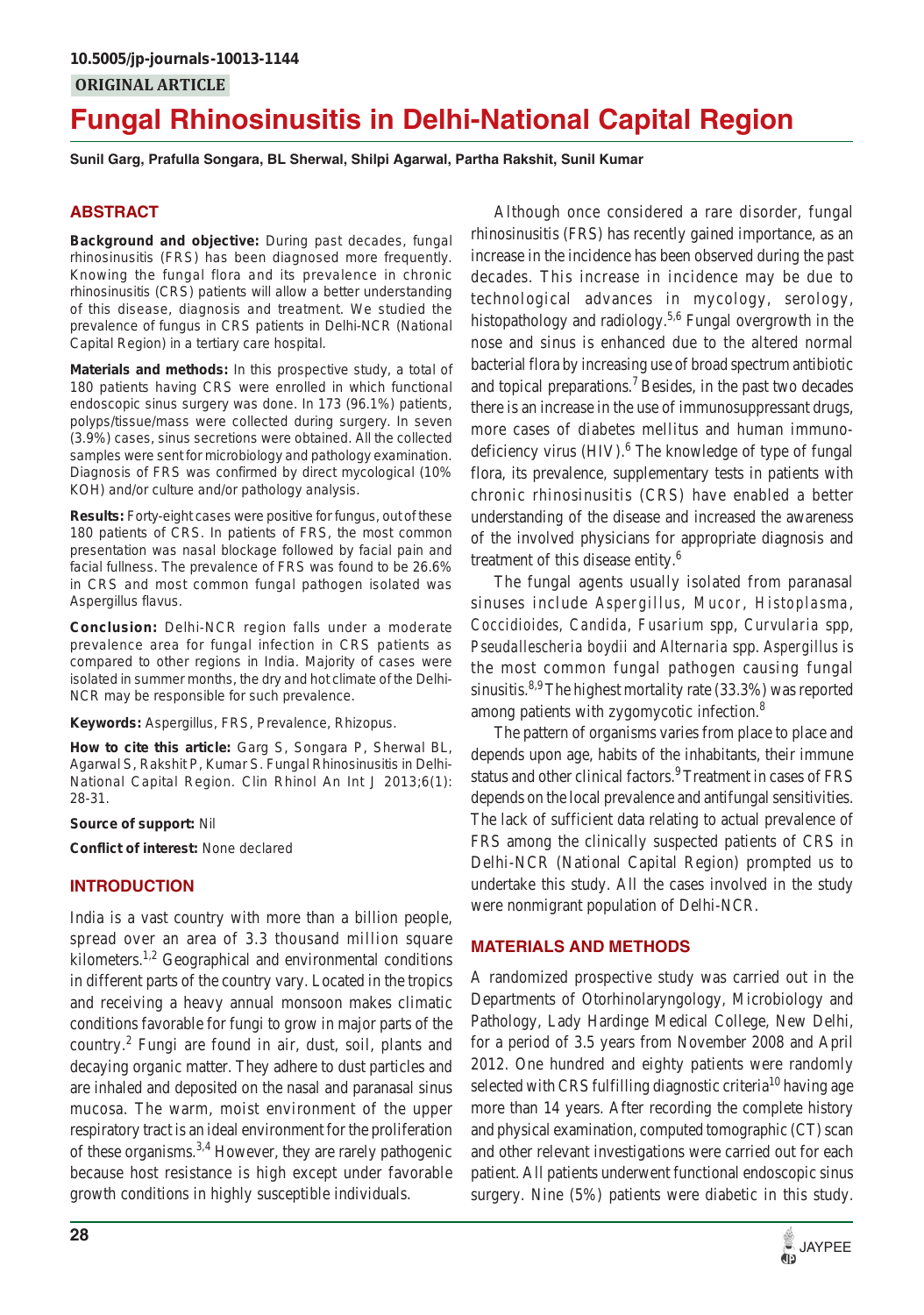10.5005/jp-journals-10013-1144

ORIGINAL ARTICLE

# Fungal Rhinosinusitis in Delhi-National Capital Region

**Sunil Garg, Prafulla Songara, BL Sherwal, Shilpi Agarwal, Partha Rakshit, Sunil Kumar**

## ABSTRACT

**Background and objective:** During past decades, fungal rhinosinusitis (FRS) has been diagnosed more frequently. Knowing the fungal flora and its prevalence in chronic rhinosinusitis (CRS) patients will allow a better understanding of this disease, diagnosis and treatment. We studied the prevalence of fungus in CRS patients in Delhi-NCR (National Capital Region) in a tertiary care hospital.

**Materials and methods:** In this prospective study, a total of 180 patients having CRS were enrolled in which functional endoscopic sinus surgery was done. In 173 (96.1%) patients, polyps/tissue/mass were collected during surgery. In seven (3.9%) cases, sinus secretions were obtained. All the collected samples were sent for microbiology and pathology examination. Diagnosis of FRS was confirmed by direct mycological (10% KOH) and/or culture and/or pathology analysis.

**Results:** Forty-eight cases were positive for fungus, out of these 180 patients of CRS. In patients of FRS, the most common presentation was nasal blockage followed by facial pain and facial fullness. The prevalence of FRS was found to be 26.6% in CRS and most common fungal pathogen isolated was Aspergillus flavus.

**Conclusion:** Delhi-NCR region falls under a moderate prevalence area for fungal infection in CRS patients as compared to other regions in India. Majority of cases were isolated in summer months, the dry and hot climate of the Delhi-NCR may be responsible for such prevalence.

**Keywords:** Aspergillus, FRS, Prevalence, Rhizopus.

**How to cite this article:** Garg S, Songara P, Sherwal BL, Agarwal S, Rakshit P, Kumar S. Fungal Rhinosinusitis in Delhi-National Capital Region. Clin Rhinol An Int J 2013;6(1):28-31.

**Source of support:** Nil

**Conflict of interest:** None declared

## INTRODUCTION

India is a vast country with more than a billion people, spread over an area of 3.3 thousand million square kilometers.[1,2] Geographical and environmental conditions in different parts of the country vary. Located in the tropics and receiving a heavy annual monsoon makes climatic conditions favorable for fungi to grow in major parts of the country.[2] Fungi are found in air, dust, soil, plants and decaying organic matter. They adhere to dust particles and are inhaled and deposited on the nasal and paranasal sinus mucosa. The warm, moist environment of the upper respiratory tract is an ideal environment for the proliferation of these organisms.[3,4] However, they are rarely pathogenic because host resistance is high except under favorable growth conditions in highly susceptible individuals.

Although once considered a rare disorder, fungal rhinosinusitis (FRS) has recently gained importance, as an increase in the incidence has been observed during the past decades. This increase in incidence may be due to technological advances in mycology, serology, histopathology and radiology.[5,6] Fungal overgrowth in the nose and sinus is enhanced due to the altered normal bacterial flora by increasing use of broad spectrum antibiotic and topical preparations.[7] Besides, in the past two decades there is an increase in the use of immunosuppressant drugs, more cases of diabetes mellitus and human immunodeficiency virus (HIV).[6] The knowledge of type of fungal flora, its prevalence, supplementary tests in patients with chronic rhinosinusitis (CRS) have enabled a better understanding of the disease and increased the awareness of the involved physicians for appropriate diagnosis and treatment of this disease entity.[6]

The fungal agents usually isolated from paranasal sinuses include *Aspergillus*, *Mucor*, *Histoplasma*, *Coccidioides*, *Candida*, *Fusarium* spp, *Curvularia* spp, *Pseudallescheria boydii* and *Alternaria* spp. *Aspergillus* is the most common fungal pathogen causing fungal sinusitis.[8,9] The highest mortality rate (33.3%) was reported among patients with zygomycotic infection.[8]

The pattern of organisms varies from place to place and depends upon age, habits of the inhabitants, their immune status and other clinical factors.[9] Treatment in cases of FRS depends on the local prevalence and antifungal sensitivities. The lack of sufficient data relating to actual prevalence of FRS among the clinically suspected patients of CRS in Delhi-NCR (National Capital Region) prompted us to undertake this study. All the cases involved in the study were nonmigrant population of Delhi-NCR.

## MATERIALS AND METHODS

A randomized prospective study was carried out in the Departments of Otorhinolaryngology, Microbiology and Pathology, Lady Hardinge Medical College, New Delhi, for a period of 3.5 years from November 2008 and April 2012. One hundred and eighty patients were randomly selected with CRS fulfilling diagnostic criteria[10] having age more than 14 years. After recording the complete history and physical examination, computed tomographic (CT) scan and other relevant investigations were carried out for each patient. All patients underwent functional endoscopic sinus surgery. Nine (5%) patients were diabetic in this study.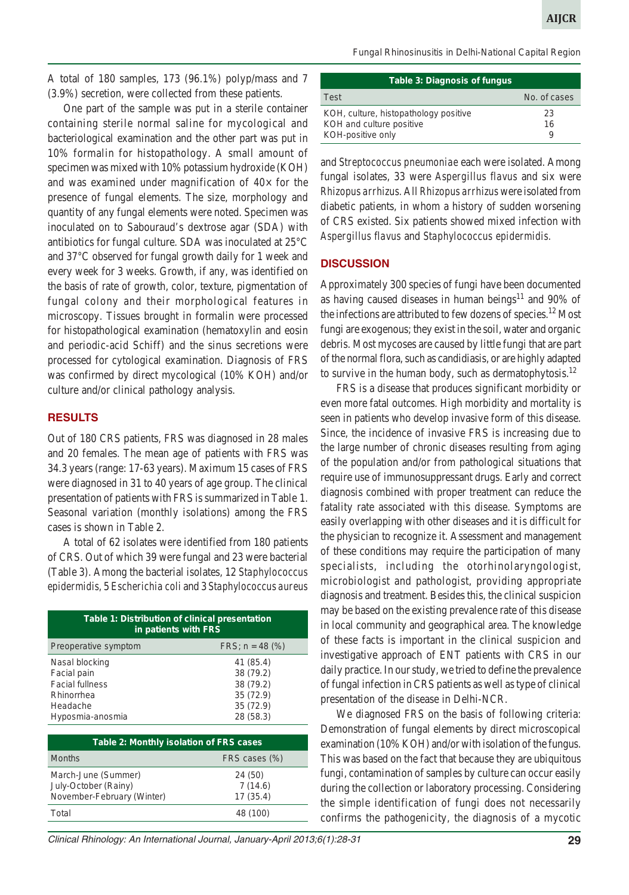A total of 180 samples, 173 (96.1%) polyp/mass and 7 (3.9%) secretion, were collected from these patients.

One part of the sample was put in a sterile container containing sterile normal saline for mycological and bacteriological examination and the other part was put in 10% formalin for histopathology. A small amount of specimen was mixed with 10% potassium hydroxide (KOH) and was examined under magnification of 40× for the presence of fungal elements. The size, morphology and quantity of any fungal elements were noted. Specimen was inoculated on to Sabouraud's dextrose agar (SDA) with antibiotics for fungal culture. SDA was inoculated at 25°C and 37°C observed for fungal growth daily for 1 week and every week for 3 weeks. Growth, if any, was identified on the basis of rate of growth, color, texture, pigmentation of fungal colony and their morphological features in microscopy. Tissues brought in formalin were processed for histopathological examination (hematoxylin and eosin and periodic-acid Schiff) and the sinus secretions were processed for cytological examination. Diagnosis of FRS was confirmed by direct mycological (10% KOH) and/or culture and/or clinical pathology analysis.

## RESULTS

Out of 180 CRS patients, FRS was diagnosed in 28 males and 20 females. The mean age of patients with FRS was 34.3 years (range: 17-63 years). Maximum 15 cases of FRS were diagnosed in 31 to 40 years of age group. The clinical presentation of patients with FRS is summarized in Table 1. Seasonal variation (monthly isolations) among the FRS cases is shown in Table 2.

A total of 62 isolates were identified from 180 patients of CRS. Out of which 39 were fungal and 23 were bacterial (Table 3). Among the bacterial isolates, 12 *Staphylococcus epidermidis*, 5 *Escherichia coli* and 3 *Staphylococcus aureus* and *Streptococcus pneumoniae* each were isolated. Among fungal isolates, 33 were *Aspergillus flavus* and six were *Rhizopus arrhizus*. All *Rhizopus arrhizus* were isolated from diabetic patients, in whom a history of sudden worsening of CRS existed. Six patients showed mixed infection with *Aspergillus flavus* and *Staphylococcus epidermidis*.

**Table 1: Distribution of clinical presentation in patients with FRS**

| Preoperative symptom | FRS; n = 48 (%) |
|---|---|
| Nasal blocking | 41 (85.4) |
| Facial pain | 38 (79.2) |
| Facial fullness | 38 (79.2) |
| Rhinorrhea | 35 (72.9) |
| Headache | 35 (72.9) |
| Hyposmia-anosmia | 28 (58.3) |

**Table 2: Monthly isolation of FRS cases**

| Months | FRS cases (%) |
|---|---|
| March-June (Summer) | 24 (50) |
| July-October (Rainy) | 7 (14.6) |
| November-February (Winter) | 17 (35.4) |
| Total | 48 (100) |

**Table 3: Diagnosis of fungus**

| Test | No. of cases |
|---|---|
| KOH, culture, histopathology positive | 23 |
| KOH and culture positive | 16 |
| KOH-positive only | 9 |

## DISCUSSION

Approximately 300 species of fungi have been documented as having caused diseases in human beings[11] and 90% of the infections are attributed to few dozens of species.[12] Most fungi are exogenous; they exist in the soil, water and organic debris. Most mycoses are caused by little fungi that are part of the normal flora, such as candidiasis, or are highly adapted to survive in the human body, such as dermatophytosis.[12]

FRS is a disease that produces significant morbidity or even more fatal outcomes. High morbidity and mortality is seen in patients who develop invasive form of this disease. Since, the incidence of invasive FRS is increasing due to the large number of chronic diseases resulting from aging of the population and/or from pathological situations that require use of immunosuppressant drugs. Early and correct diagnosis combined with proper treatment can reduce the fatality rate associated with this disease. Symptoms are easily overlapping with other diseases and it is difficult for the physician to recognize it. Assessment and management of these conditions may require the participation of many specialists, including the otorhinolaryngologist, microbiologist and pathologist, providing appropriate diagnosis and treatment. Besides this, the clinical suspicion may be based on the existing prevalence rate of this disease in local community and geographical area. The knowledge of these facts is important in the clinical suspicion and investigative approach of ENT patients with CRS in our daily practice. In our study, we tried to define the prevalence of fungal infection in CRS patients as well as type of clinical presentation of the disease in Delhi-NCR.

We diagnosed FRS on the basis of following criteria: Demonstration of fungal elements by direct microscopical examination (10% KOH) and/or with isolation of the fungus. This was based on the fact that because they are ubiquitous fungi, contamination of samples by culture can occur easily during the collection or laboratory processing. Considering the simple identification of fungi does not necessarily confirms the pathogenicity, the diagnosis of a mycotic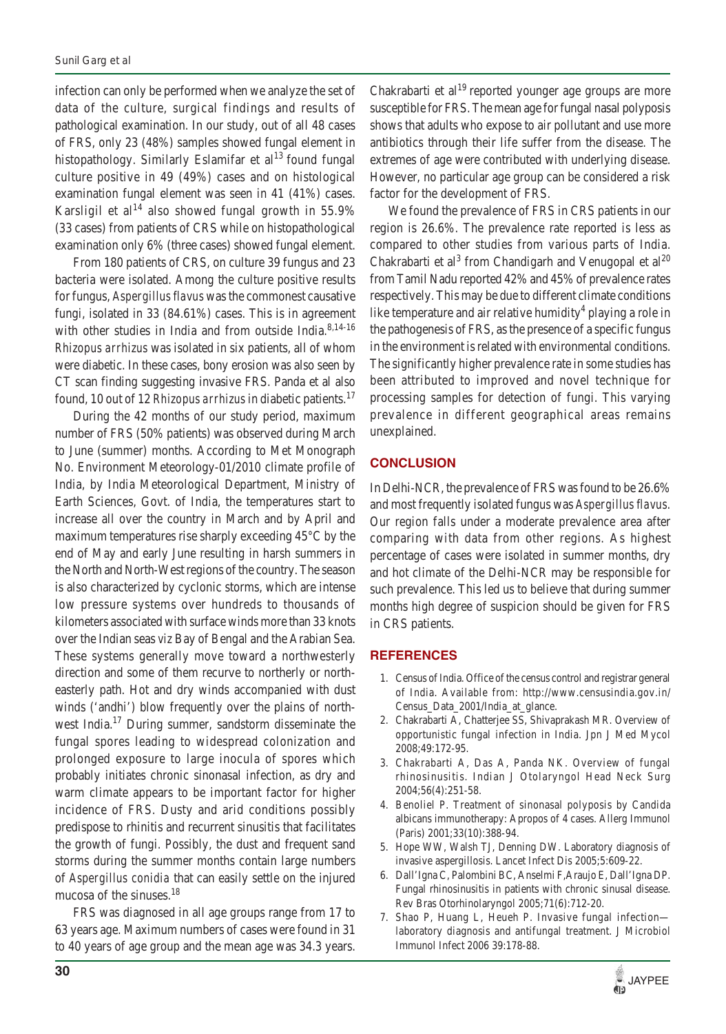infection can only be performed when we analyze the set of data of the culture, surgical findings and results of pathological examination. In our study, out of all 48 cases of FRS, only 23 (48%) samples showed fungal element in histopathology. Similarly Eslamifar et al[13] found fungal culture positive in 49 (49%) cases and on histological examination fungal element was seen in 41 (41%) cases. Karsligil et al[14] also showed fungal growth in 55.9% (33 cases) from patients of CRS while on histopathological examination only 6% (three cases) showed fungal element.

From 180 patients of CRS, on culture 39 fungus and 23 bacteria were isolated. Among the culture positive results for fungus, *Aspergillus flavus* was the commonest causative fungi, isolated in 33 (84.61%) cases. This is in agreement with other studies in India and from outside India.[8,14-16] *Rhizopus arrhizus* was isolated in six patients, all of whom were diabetic. In these cases, bony erosion was also seen by CT scan finding suggesting invasive FRS. Panda et al also found, 10 out of 12 *Rhizopus arrhizus* in diabetic patients.[17]

During the 42 months of our study period, maximum number of FRS (50% patients) was observed during March to June (summer) months. According to Met Monograph No. Environment Meteorology-01/2010 climate profile of India, by India Meteorological Department, Ministry of Earth Sciences, Govt. of India, the temperatures start to increase all over the country in March and by April and maximum temperatures rise sharply exceeding 45°C by the end of May and early June resulting in harsh summers in the North and North-West regions of the country. The season is also characterized by cyclonic storms, which are intense low pressure systems over hundreds to thousands of kilometers associated with surface winds more than 33 knots over the Indian seas viz Bay of Bengal and the Arabian Sea. These systems generally move toward a northwesterly direction and some of them recurve to northerly or north-easterly path. Hot and dry winds accompanied with dust winds ('andhi') blow frequently over the plains of north-west India.[17] During summer, sandstorm disseminate the fungal spores leading to widespread colonization and prolonged exposure to large inocula of spores which probably initiates chronic sinonasal infection, as dry and warm climate appears to be important factor for higher incidence of FRS. Dusty and arid conditions possibly predispose to rhinitis and recurrent sinusitis that facilitates the growth of fungi. Possibly, the dust and frequent sand storms during the summer months contain large numbers of *Aspergillus conidia* that can easily settle on the injured mucosa of the sinuses.[18]

FRS was diagnosed in all age groups range from 17 to 63 years age. Maximum numbers of cases were found in 31 to 40 years of age group and the mean age was 34.3 years. Chakrabarti et al[19] reported younger age groups are more susceptible for FRS. The mean age for fungal nasal polyposis shows that adults who expose to air pollutant and use more antibiotics through their life suffer from the disease. The extremes of age were contributed with underlying disease. However, no particular age group can be considered a risk factor for the development of FRS.

We found the prevalence of FRS in CRS patients in our region is 26.6%. The prevalence rate reported is less as compared to other studies from various parts of India. Chakrabarti et al[3] from Chandigarh and Venugopal et al[20] from Tamil Nadu reported 42% and 45% of prevalence rates respectively. This may be due to different climate conditions like temperature and air relative humidity[4] playing a role in the pathogenesis of FRS, as the presence of a specific fungus in the environment is related with environmental conditions. The significantly higher prevalence rate in some studies has been attributed to improved and novel technique for processing samples for detection of fungi. This varying prevalence in different geographical areas remains unexplained.

## CONCLUSION

In Delhi-NCR, the prevalence of FRS was found to be 26.6% and most frequently isolated fungus was *Aspergillus flavus*. Our region falls under a moderate prevalence area after comparing with data from other regions. As highest percentage of cases were isolated in summer months, dry and hot climate of the Delhi-NCR may be responsible for such prevalence. This led us to believe that during summer months high degree of suspicion should be given for FRS in CRS patients.

## REFERENCES

1. Census of India. Office of the census control and registrar general of India. Available from: http://www.censusindia.gov.in/Census_Data_2001/India_at_glance.
2. Chakrabarti A, Chatterjee SS, Shivaprakash MR. Overview of opportunistic fungal infection in India. Jpn J Med Mycol 2008;49:172-95.
3. Chakrabarti A, Das A, Panda NK. Overview of fungal rhinosinusitis. Indian J Otolaryngol Head Neck Surg 2004;56(4):251-58.
4. Benoliel P. Treatment of sinonasal polyposis by Candida albicans immunotherapy: Apropos of 4 cases. Allerg Immunol (Paris) 2001;33(10):388-94.
5. Hope WW, Walsh TJ, Denning DW. Laboratory diagnosis of invasive aspergillosis. Lancet Infect Dis 2005;5:609-22.
6. Dall'Igna C, Palombini BC, Anselmi F, Araujo E, Dall'Igna DP. Fungal rhinosinusitis in patients with chronic sinusal disease. Rev Bras Otorhinolaryngol 2005;71(6):712-20.
7. Shao P, Huang L, Heueh P. Invasive fungal infection—laboratory diagnosis and antifungal treatment. J Microbiol Immunol Infect 2006 39:178-88.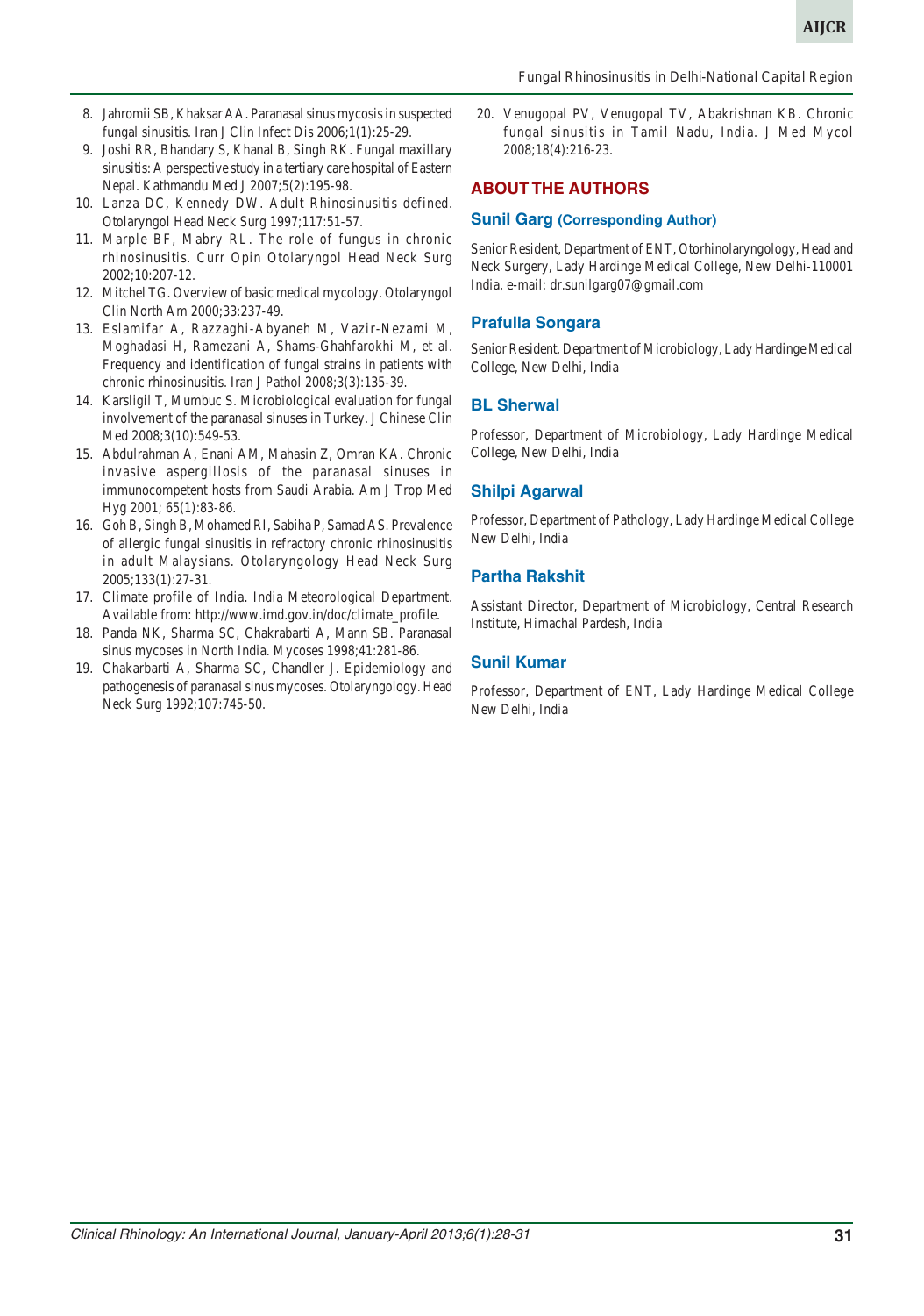8. Jahromii SB, Khaksar AA. Paranasal sinus mycosis in suspected fungal sinusitis. Iran J Clin Infect Dis 2006;1(1):25-29.
9. Joshi RR, Bhandary S, Khanal B, Singh RK. Fungal maxillary sinusitis: A perspective study in a tertiary care hospital of Eastern Nepal. Kathmandu Med J 2007;5(2):195-98.
10. Lanza DC, Kennedy DW. Adult Rhinosinusitis defined. Otolaryngol Head Neck Surg 1997;117:51-57.
11. Marple BF, Mabry RL. The role of fungus in chronic rhinosinusitis. Curr Opin Otolaryngol Head Neck Surg 2002;10:207-12.
12. Mitchel TG. Overview of basic medical mycology. Otolaryngol Clin North Am 2000;33:237-49.
13. Eslamifar A, Razzaghi-Abyaneh M, Vazir-Nezami M, Moghadasi H, Ramezani A, Shams-Ghahfarokhi M, et al. Frequency and identification of fungal strains in patients with chronic rhinosinusitis. Iran J Pathol 2008;3(3):135-39.
14. Karsligil T, Mumbuc S. Microbiological evaluation for fungal involvement of the paranasal sinuses in Turkey. J Chinese Clin Med 2008;3(10):549-53.
15. Abdulrahman A, Enani AM, Mahasin Z, Omran KA. Chronic invasive aspergillosis of the paranasal sinuses in immunocompetent hosts from Saudi Arabia. Am J Trop Med Hyg 2001; 65(1):83-86.
16. Goh B, Singh B, Mohamed RI, Sabiha P, Samad AS. Prevalence of allergic fungal sinusitis in refractory chronic rhinosinusitis in adult Malaysians. Otolaryngology Head Neck Surg 2005;133(1):27-31.
17. Climate profile of India. India Meteorological Department. Available from: http://www.imd.gov.in/doc/climate_profile.
18. Panda NK, Sharma SC, Chakrabarti A, Mann SB. Paranasal sinus mycoses in North India. Mycoses 1998;41:281-86.
19. Chakarbarti A, Sharma SC, Chandler J. Epidemiology and pathogenesis of paranasal sinus mycoses. Otolaryngology. Head Neck Surg 1992;107:745-50.
20. Venugopal PV, Venugopal TV, Abakrishnan KB. Chronic fungal sinusitis in Tamil Nadu, India. J Med Mycol 2008;18(4):216-23.

## ABOUT THE AUTHORS

### Sunil Garg (Corresponding Author)

Senior Resident, Department of ENT, Otorhinolaryngology, Head and Neck Surgery, Lady Hardinge Medical College, New Delhi-110001 India, e-mail: dr.sunilgarg07@gmail.com

### Prafulla Songara

Senior Resident, Department of Microbiology, Lady Hardinge Medical College, New Delhi, India

### BL Sherwal

Professor, Department of Microbiology, Lady Hardinge Medical College, New Delhi, India

### Shilpi Agarwal

Professor, Department of Pathology, Lady Hardinge Medical College New Delhi, India

### Partha Rakshit

Assistant Director, Department of Microbiology, Central Research Institute, Himachal Pardesh, India

### Sunil Kumar

Professor, Department of ENT, Lady Hardinge Medical College New Delhi, India